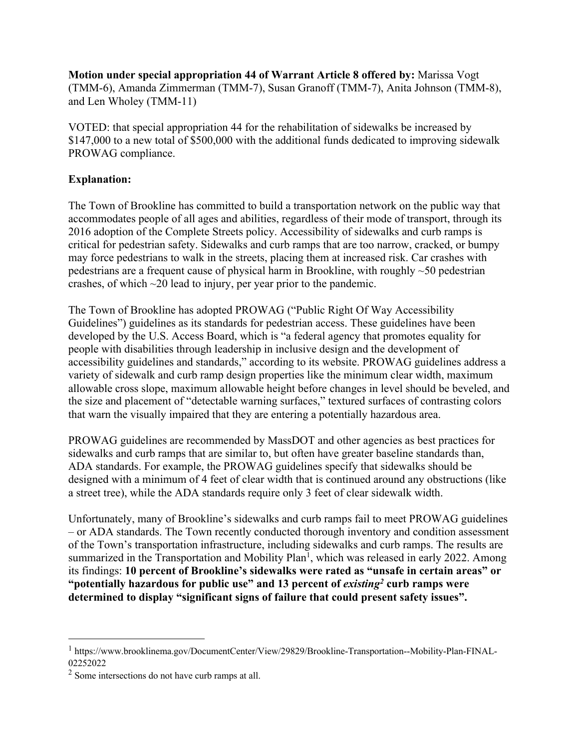**Motion under special appropriation 44 of Warrant Article 8 offered by:** Marissa Vogt (TMM-6), Amanda Zimmerman (TMM-7), Susan Granoff (TMM-7), Anita Johnson (TMM-8), and Len Wholey (TMM-11)

VOTED: that special appropriation 44 for the rehabilitation of sidewalks be increased by $147,000 to a new total of $500,000 with the additional funds dedicated to improving sidewalk PROWAG compliance.

**Explanation:**

The Town of Brookline has committed to build a transportation network on the public way that accommodates people of all ages and abilities, regardless of their mode of transport, through its 2016 adoption of the Complete Streets policy. Accessibility of sidewalks and curb ramps is critical for pedestrian safety. Sidewalks and curb ramps that are too narrow, cracked, or bumpy may force pedestrians to walk in the streets, placing them at increased risk. Car crashes with pedestrians are a frequent cause of physical harm in Brookline, with roughly ~50 pedestrian crashes, of which ~20 lead to injury, per year prior to the pandemic.

The Town of Brookline has adopted PROWAG ("Public Right Of Way Accessibility Guidelines") guidelines as its standards for pedestrian access. These guidelines have been developed by the U.S. Access Board, which is "a federal agency that promotes equality for people with disabilities through leadership in inclusive design and the development of accessibility guidelines and standards," according to its website. PROWAG guidelines address a variety of sidewalk and curb ramp design properties like the minimum clear width, maximum allowable cross slope, maximum allowable height before changes in level should be beveled, and the size and placement of "detectable warning surfaces," textured surfaces of contrasting colors that warn the visually impaired that they are entering a potentially hazardous area.

PROWAG guidelines are recommended by MassDOT and other agencies as best practices for sidewalks and curb ramps that are similar to, but often have greater baseline standards than, ADA standards. For example, the PROWAG guidelines specify that sidewalks should be designed with a minimum of 4 feet of clear width that is continued around any obstructions (like a street tree), while the ADA standards require only 3 feet of clear sidewalk width.

Unfortunately, many of Brookline's sidewalks and curb ramps fail to meet PROWAG guidelines – or ADA standards. The Town recently conducted thorough inventory and condition assessment of the Town's transportation infrastructure, including sidewalks and curb ramps. The results are summarized in the Transportation and Mobility Plan[1], which was released in early 2022. Among its findings: **10 percent of Brookline's sidewalks were rated as "unsafe in certain areas" or "potentially hazardous for public use" and 13 percent of *existing*[2] curb ramps were determined to display "significant signs of failure that could present safety issues".**

---

[1] https://www.brooklinema.gov/DocumentCenter/View/29829/Brookline-Transportation--Mobility-Plan-FINAL-02252022

[2] Some intersections do not have curb ramps at all.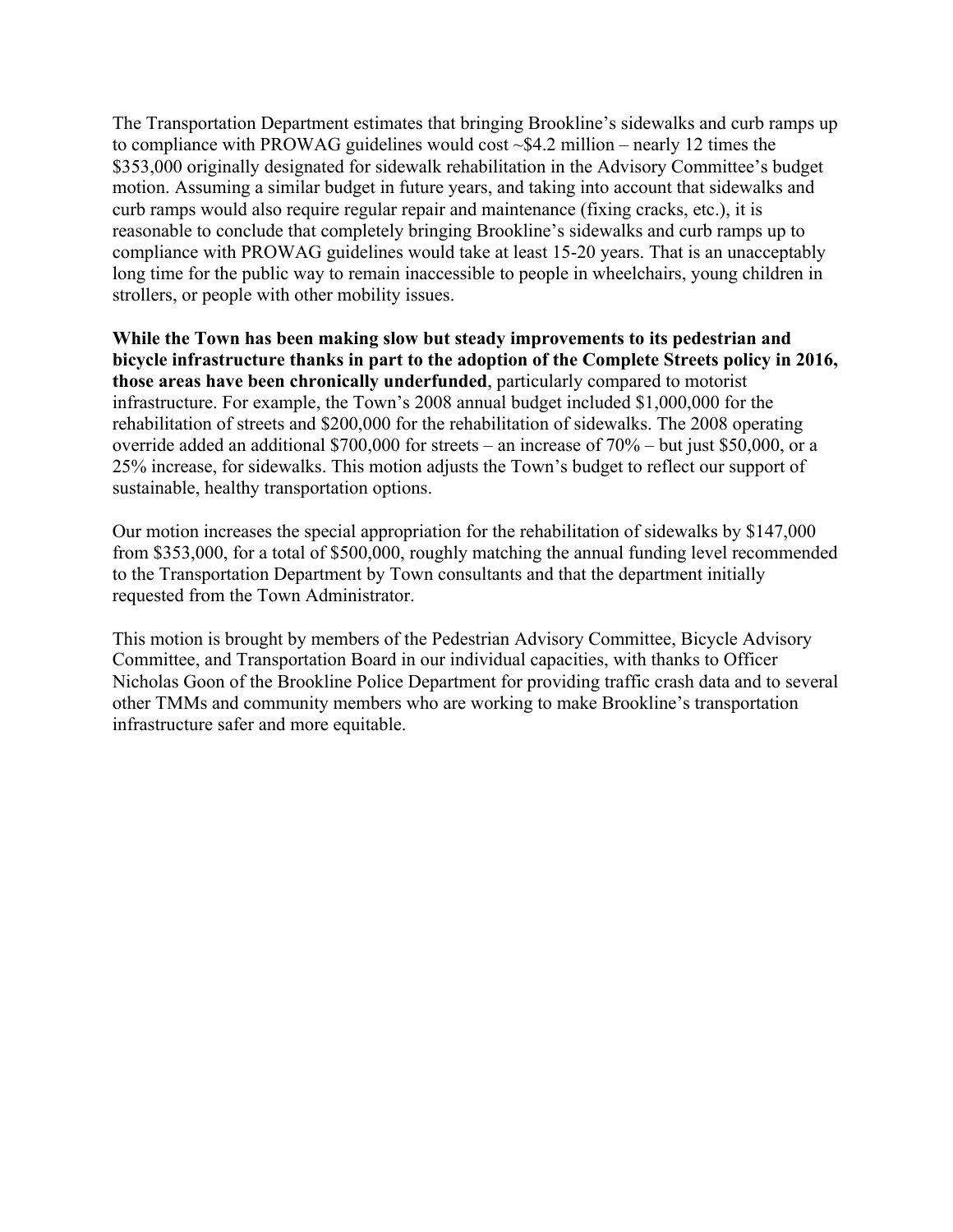The Transportation Department estimates that bringing Brookline's sidewalks and curb ramps up to compliance with PROWAG guidelines would cost ~$4.2 million – nearly 12 times the $353,000 originally designated for sidewalk rehabilitation in the Advisory Committee's budget motion. Assuming a similar budget in future years, and taking into account that sidewalks and curb ramps would also require regular repair and maintenance (fixing cracks, etc.), it is reasonable to conclude that completely bringing Brookline's sidewalks and curb ramps up to compliance with PROWAG guidelines would take at least 15-20 years. That is an unacceptably long time for the public way to remain inaccessible to people in wheelchairs, young children in strollers, or people with other mobility issues.

**While the Town has been making slow but steady improvements to its pedestrian and bicycle infrastructure thanks in part to the adoption of the Complete Streets policy in 2016, those areas have been chronically underfunded**, particularly compared to motorist infrastructure. For example, the Town's 2008 annual budget included $1,000,000 for the rehabilitation of streets and $200,000 for the rehabilitation of sidewalks. The 2008 operating override added an additional $700,000 for streets – an increase of 70% – but just $50,000, or a 25% increase, for sidewalks. This motion adjusts the Town's budget to reflect our support of sustainable, healthy transportation options.

Our motion increases the special appropriation for the rehabilitation of sidewalks by $147,000 from $353,000, for a total of $500,000, roughly matching the annual funding level recommended to the Transportation Department by Town consultants and that the department initially requested from the Town Administrator.

This motion is brought by members of the Pedestrian Advisory Committee, Bicycle Advisory Committee, and Transportation Board in our individual capacities, with thanks to Officer Nicholas Goon of the Brookline Police Department for providing traffic crash data and to several other TMMs and community members who are working to make Brookline's transportation infrastructure safer and more equitable.